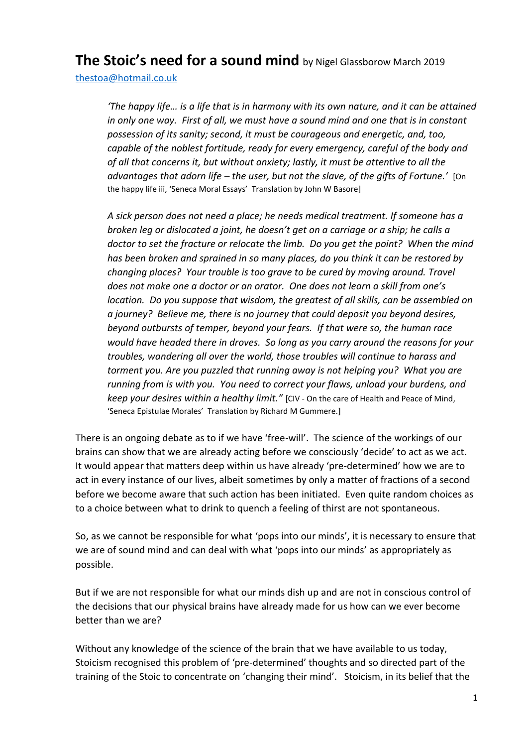# **The Stoic's need for a sound mind** by Nigel Glassborow March 2019

thestoa@hotmail.co.uk

> *'The happy life… is a life that is in harmony with its own nature, and it can be attained in only one way. First of all, we must have a sound mind and one that is in constant possession of its sanity; second, it must be courageous and energetic, and, too, capable of the noblest fortitude, ready for every emergency, careful of the body and of all that concerns it, but without anxiety; lastly, it must be attentive to all the advantages that adorn life – the user, but not the slave, of the gifts of Fortune.'* [On the happy life iii, 'Seneca Moral Essays' Translation by John W Basore]

> *A sick person does not need a place; he needs medical treatment. If someone has a broken leg or dislocated a joint, he doesn't get on a carriage or a ship; he calls a doctor to set the fracture or relocate the limb. Do you get the point? When the mind has been broken and sprained in so many places, do you think it can be restored by changing places? Your trouble is too grave to be cured by moving around. Travel does not make one a doctor or an orator. One does not learn a skill from one's location. Do you suppose that wisdom, the greatest of all skills, can be assembled on a journey? Believe me, there is no journey that could deposit you beyond desires, beyond outbursts of temper, beyond your fears. If that were so, the human race would have headed there in droves. So long as you carry around the reasons for your troubles, wandering all over the world, those troubles will continue to harass and torment you. Are you puzzled that running away is not helping you? What you are running from is with you. You need to correct your flaws, unload your burdens, and keep your desires within a healthy limit."* [CIV - On the care of Health and Peace of Mind, 'Seneca Epistulae Morales' Translation by Richard M Gummere.]

There is an ongoing debate as to if we have 'free-will'. The science of the workings of our brains can show that we are already acting before we consciously 'decide' to act as we act. It would appear that matters deep within us have already 'pre-determined' how we are to act in every instance of our lives, albeit sometimes by only a matter of fractions of a second before we become aware that such action has been initiated. Even quite random choices as to a choice between what to drink to quench a feeling of thirst are not spontaneous.

So, as we cannot be responsible for what 'pops into our minds', it is necessary to ensure that we are of sound mind and can deal with what 'pops into our minds' as appropriately as possible.

But if we are not responsible for what our minds dish up and are not in conscious control of the decisions that our physical brains have already made for us how can we ever become better than we are?

Without any knowledge of the science of the brain that we have available to us today, Stoicism recognised this problem of 'pre-determined' thoughts and so directed part of the training of the Stoic to concentrate on 'changing their mind'. Stoicism, in its belief that the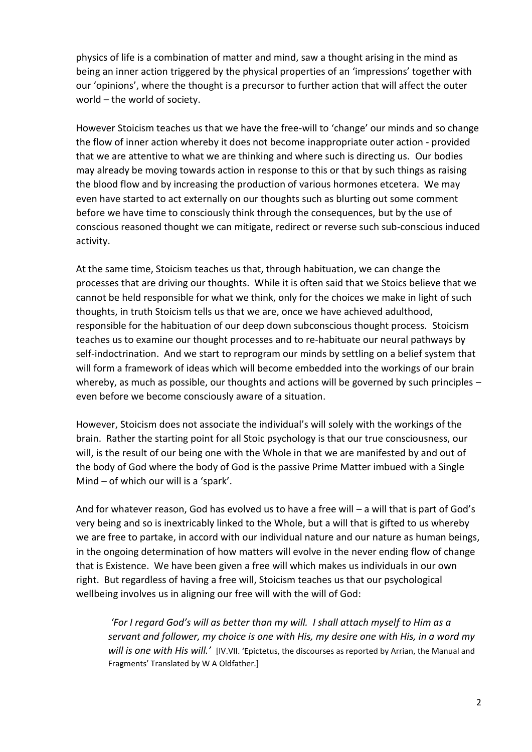physics of life is a combination of matter and mind, saw a thought arising in the mind as being an inner action triggered by the physical properties of an 'impressions' together with our 'opinions', where the thought is a precursor to further action that will affect the outer world – the world of society.

However Stoicism teaches us that we have the free-will to 'change' our minds and so change the flow of inner action whereby it does not become inappropriate outer action - provided that we are attentive to what we are thinking and where such is directing us. Our bodies may already be moving towards action in response to this or that by such things as raising the blood flow and by increasing the production of various hormones etcetera. We may even have started to act externally on our thoughts such as blurting out some comment before we have time to consciously think through the consequences, but by the use of conscious reasoned thought we can mitigate, redirect or reverse such sub-conscious induced activity.

At the same time, Stoicism teaches us that, through habituation, we can change the processes that are driving our thoughts. While it is often said that we Stoics believe that we cannot be held responsible for what we think, only for the choices we make in light of such thoughts, in truth Stoicism tells us that we are, once we have achieved adulthood, responsible for the habituation of our deep down subconscious thought process. Stoicism teaches us to examine our thought processes and to re-habituate our neural pathways by self-indoctrination. And we start to reprogram our minds by settling on a belief system that will form a framework of ideas which will become embedded into the workings of our brain whereby, as much as possible, our thoughts and actions will be governed by such principles – even before we become consciously aware of a situation.

However, Stoicism does not associate the individual's will solely with the workings of the brain. Rather the starting point for all Stoic psychology is that our true consciousness, our will, is the result of our being one with the Whole in that we are manifested by and out of the body of God where the body of God is the passive Prime Matter imbued with a Single Mind – of which our will is a 'spark'.

And for whatever reason, God has evolved us to have a free will – a will that is part of God's very being and so is inextricably linked to the Whole, but a will that is gifted to us whereby we are free to partake, in accord with our individual nature and our nature as human beings, in the ongoing determination of how matters will evolve in the never ending flow of change that is Existence. We have been given a free will which makes us individuals in our own right. But regardless of having a free will, Stoicism teaches us that our psychological wellbeing involves us in aligning our free will with the will of God:

> *'For I regard God's will as better than my will. I shall attach myself to Him as a servant and follower, my choice is one with His, my desire one with His, in a word my will is one with His will.'* [IV.VII. 'Epictetus, the discourses as reported by Arrian, the Manual and Fragments' Translated by W A Oldfather.]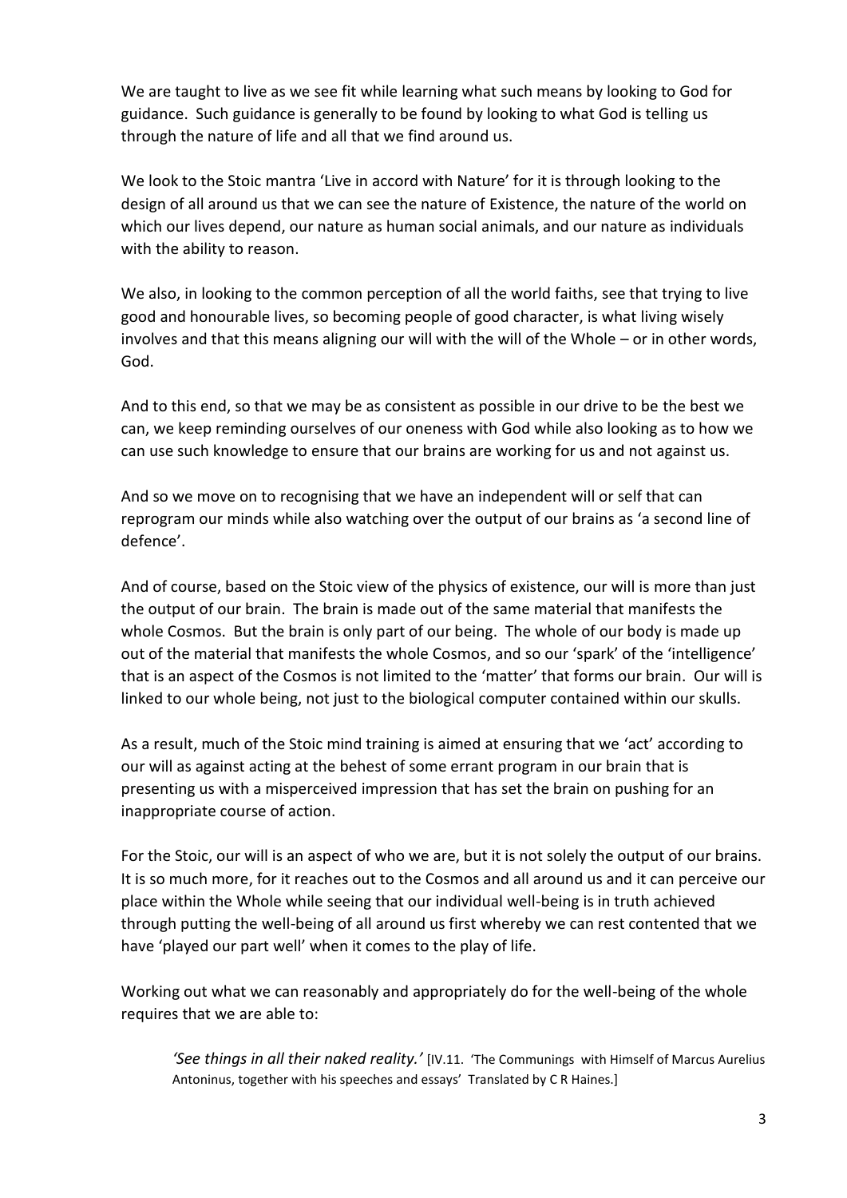We are taught to live as we see fit while learning what such means by looking to God for guidance. Such guidance is generally to be found by looking to what God is telling us through the nature of life and all that we find around us.

We look to the Stoic mantra 'Live in accord with Nature' for it is through looking to the design of all around us that we can see the nature of Existence, the nature of the world on which our lives depend, our nature as human social animals, and our nature as individuals with the ability to reason.

We also, in looking to the common perception of all the world faiths, see that trying to live good and honourable lives, so becoming people of good character, is what living wisely involves and that this means aligning our will with the will of the Whole – or in other words, God.

And to this end, so that we may be as consistent as possible in our drive to be the best we can, we keep reminding ourselves of our oneness with God while also looking as to how we can use such knowledge to ensure that our brains are working for us and not against us.

And so we move on to recognising that we have an independent will or self that can reprogram our minds while also watching over the output of our brains as 'a second line of defence'.

And of course, based on the Stoic view of the physics of existence, our will is more than just the output of our brain. The brain is made out of the same material that manifests the whole Cosmos. But the brain is only part of our being. The whole of our body is made up out of the material that manifests the whole Cosmos, and so our 'spark' of the 'intelligence' that is an aspect of the Cosmos is not limited to the 'matter' that forms our brain. Our will is linked to our whole being, not just to the biological computer contained within our skulls.

As a result, much of the Stoic mind training is aimed at ensuring that we 'act' according to our will as against acting at the behest of some errant program in our brain that is presenting us with a misperceived impression that has set the brain on pushing for an inappropriate course of action.

For the Stoic, our will is an aspect of who we are, but it is not solely the output of our brains. It is so much more, for it reaches out to the Cosmos and all around us and it can perceive our place within the Whole while seeing that our individual well-being is in truth achieved through putting the well-being of all around us first whereby we can rest contented that we have 'played our part well' when it comes to the play of life.

Working out what we can reasonably and appropriately do for the well-being of the whole requires that we are able to:

> *'See things in all their naked reality.'* [IV.11. 'The Communings with Himself of Marcus Aurelius Antoninus, together with his speeches and essays' Translated by C R Haines.]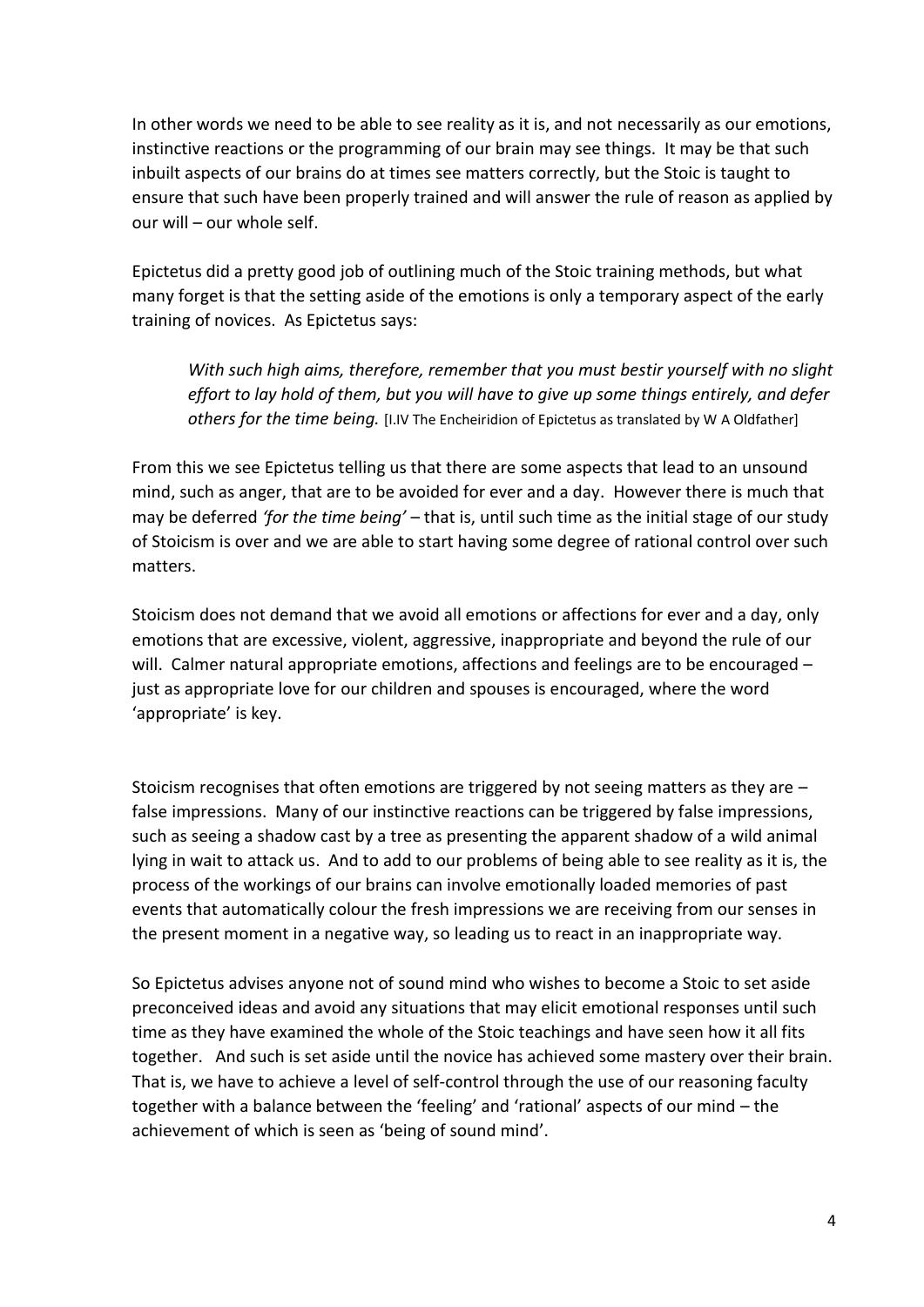In other words we need to be able to see reality as it is, and not necessarily as our emotions, instinctive reactions or the programming of our brain may see things. It may be that such inbuilt aspects of our brains do at times see matters correctly, but the Stoic is taught to ensure that such have been properly trained and will answer the rule of reason as applied by our will – our whole self.

Epictetus did a pretty good job of outlining much of the Stoic training methods, but what many forget is that the setting aside of the emotions is only a temporary aspect of the early training of novices. As Epictetus says:

> *With such high aims, therefore, remember that you must bestir yourself with no slight effort to lay hold of them, but you will have to give up some things entirely, and defer others for the time being.* [I.IV The Encheiridion of Epictetus as translated by W A Oldfather]

From this we see Epictetus telling us that there are some aspects that lead to an unsound mind, such as anger, that are to be avoided for ever and a day. However there is much that may be deferred *'for the time being'* – that is, until such time as the initial stage of our study of Stoicism is over and we are able to start having some degree of rational control over such matters.

Stoicism does not demand that we avoid all emotions or affections for ever and a day, only emotions that are excessive, violent, aggressive, inappropriate and beyond the rule of our will. Calmer natural appropriate emotions, affections and feelings are to be encouraged – just as appropriate love for our children and spouses is encouraged, where the word 'appropriate' is key.

Stoicism recognises that often emotions are triggered by not seeing matters as they are – false impressions. Many of our instinctive reactions can be triggered by false impressions, such as seeing a shadow cast by a tree as presenting the apparent shadow of a wild animal lying in wait to attack us. And to add to our problems of being able to see reality as it is, the process of the workings of our brains can involve emotionally loaded memories of past events that automatically colour the fresh impressions we are receiving from our senses in the present moment in a negative way, so leading us to react in an inappropriate way.

So Epictetus advises anyone not of sound mind who wishes to become a Stoic to set aside preconceived ideas and avoid any situations that may elicit emotional responses until such time as they have examined the whole of the Stoic teachings and have seen how it all fits together. And such is set aside until the novice has achieved some mastery over their brain. That is, we have to achieve a level of self-control through the use of our reasoning faculty together with a balance between the 'feeling' and 'rational' aspects of our mind – the achievement of which is seen as 'being of sound mind'.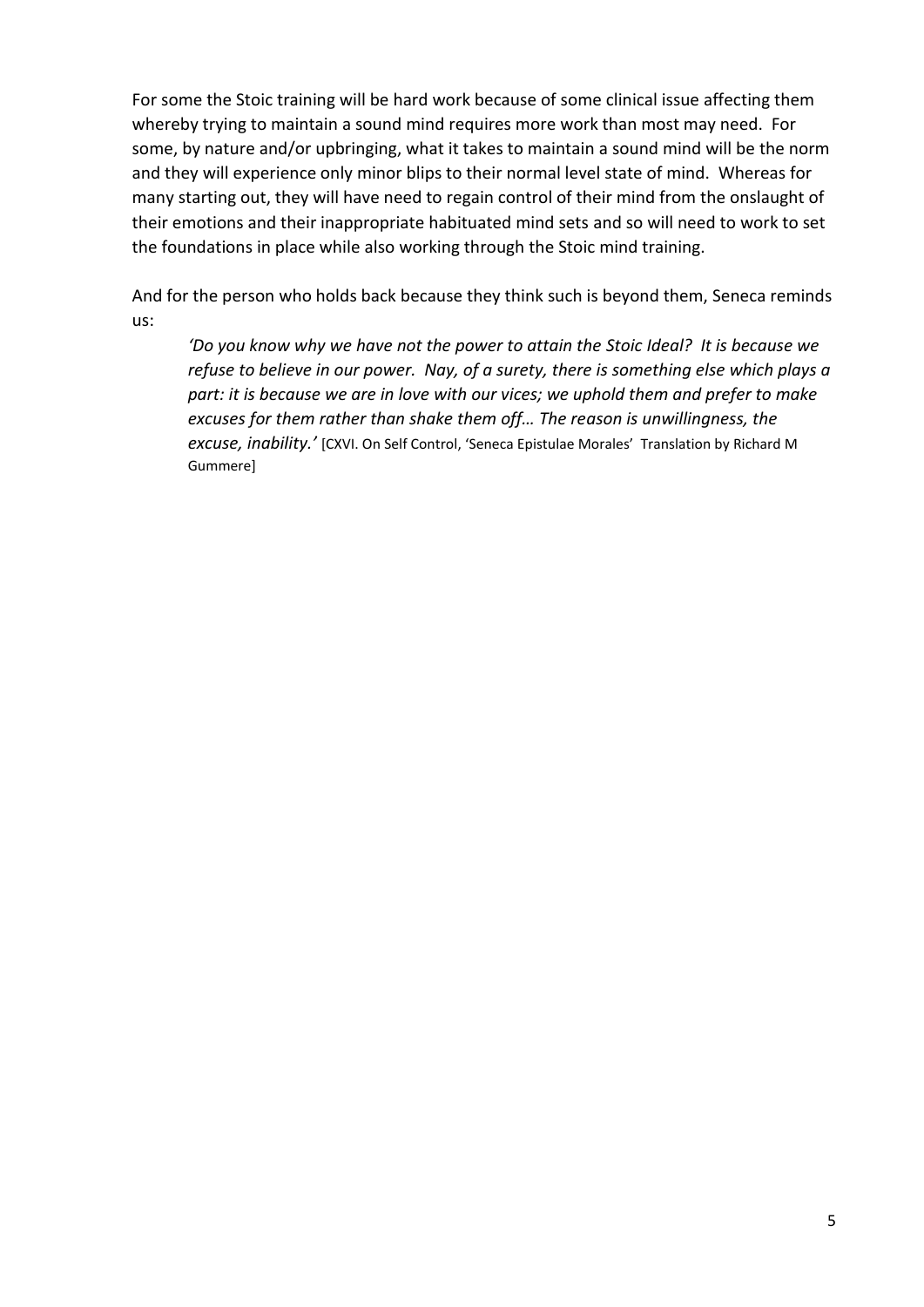For some the Stoic training will be hard work because of some clinical issue affecting them whereby trying to maintain a sound mind requires more work than most may need. For some, by nature and/or upbringing, what it takes to maintain a sound mind will be the norm and they will experience only minor blips to their normal level state of mind. Whereas for many starting out, they will have need to regain control of their mind from the onslaught of their emotions and their inappropriate habituated mind sets and so will need to work to set the foundations in place while also working through the Stoic mind training.

And for the person who holds back because they think such is beyond them, Seneca reminds us:

> *'Do you know why we have not the power to attain the Stoic Ideal? It is because we refuse to believe in our power. Nay, of a surety, there is something else which plays a part: it is because we are in love with our vices; we uphold them and prefer to make excuses for them rather than shake them off… The reason is unwillingness, the excuse, inability.'* [CXVI. On Self Control, 'Seneca Epistulae Morales' Translation by Richard M Gummere]